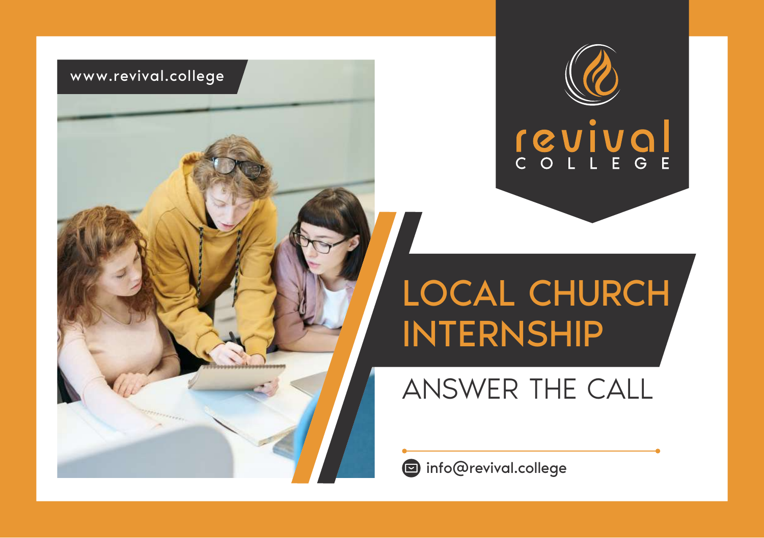www.revival.college

revival
COLLEGE

# LOCAL CHURCH INTERNSHIP

## ANSWER THE CALL

info@revival.college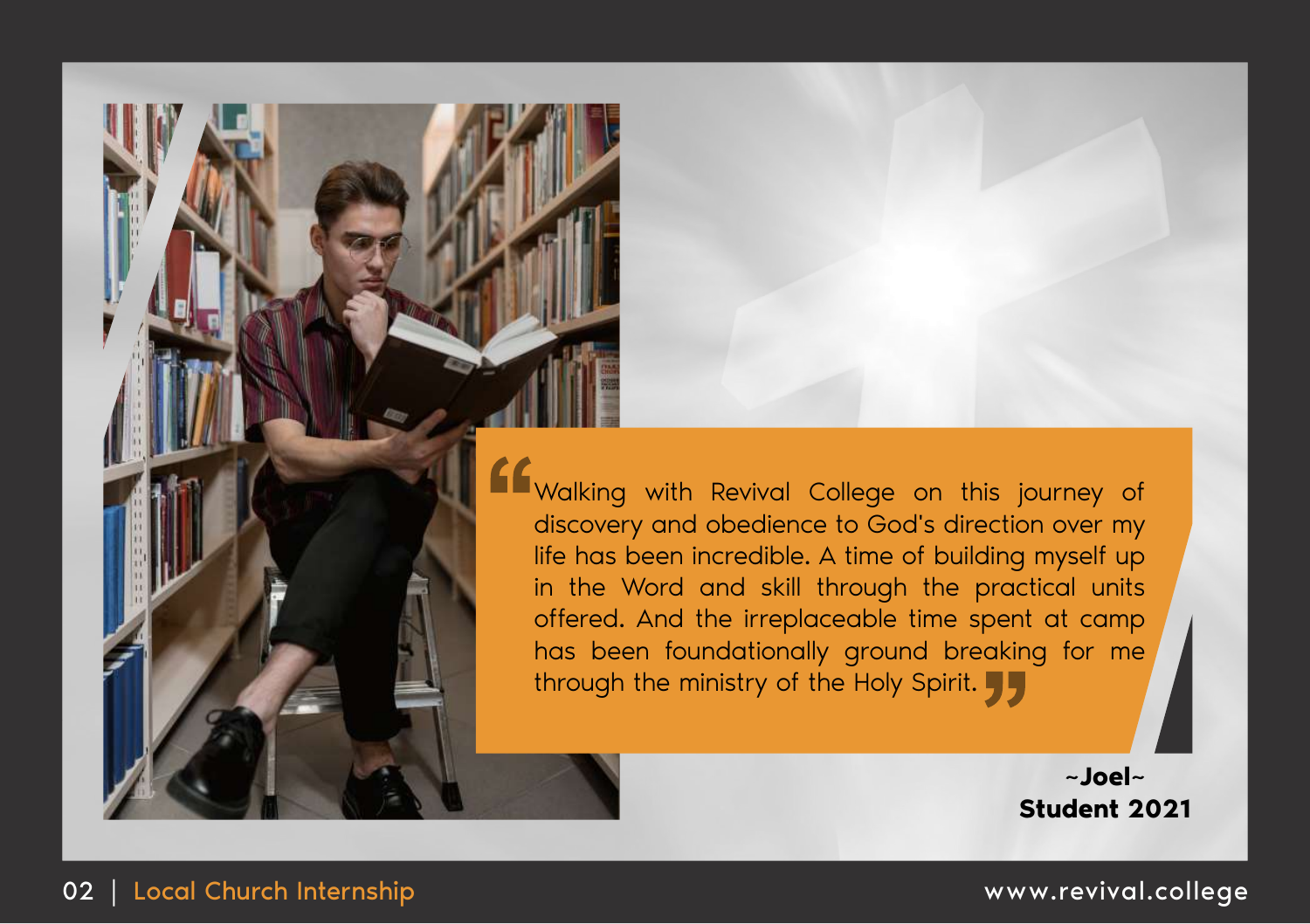> "Walking with Revival College on this journey of discovery and obedience to God's direction over my life has been incredible. A time of building myself up in the Word and skill through the practical units offered. And the irreplaceable time spent at camp has been foundationally ground breaking for me through the ministry of the Holy Spirit."

**~Joel~**
**Student 2021**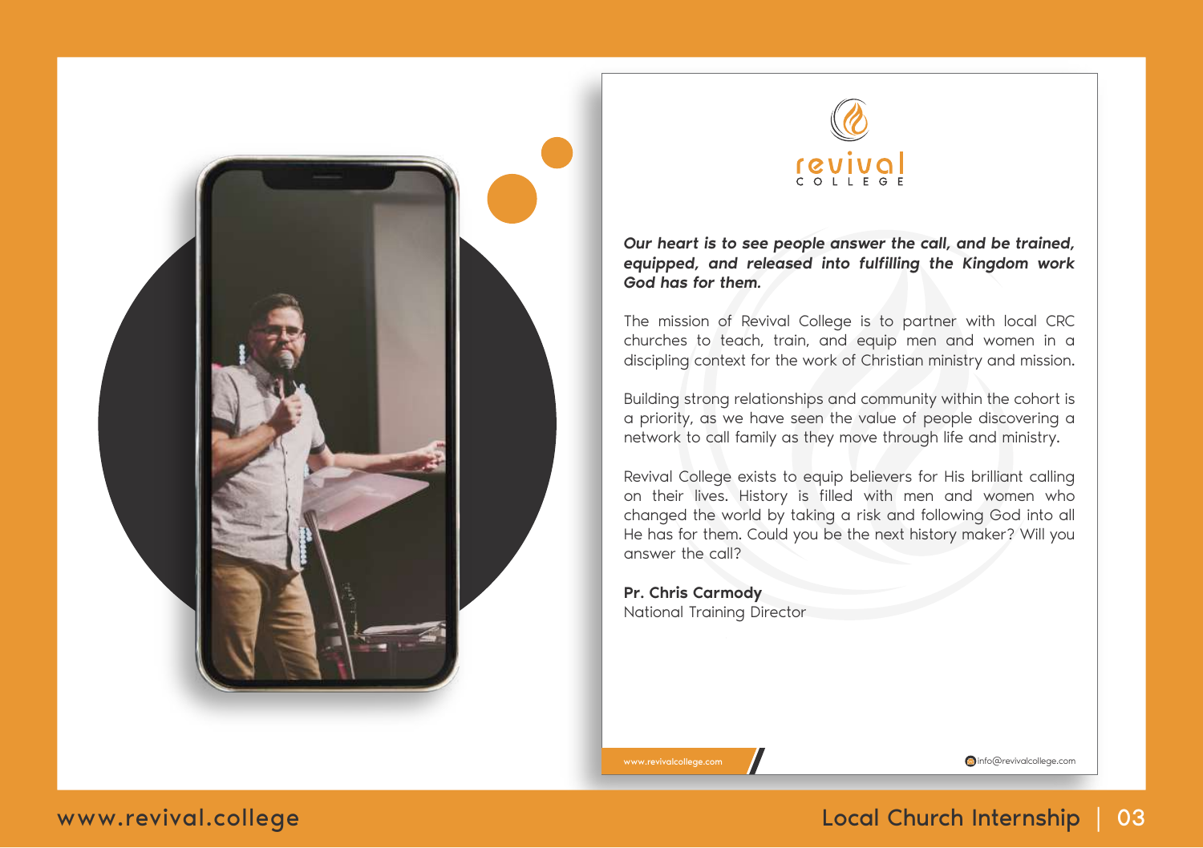revival COLLEGE

***Our heart is to see people answer the call, and be trained, equipped, and released into fulfilling the Kingdom work God has for them.***

The mission of Revival College is to partner with local CRC churches to teach, train, and equip men and women in a discipling context for the work of Christian ministry and mission.

Building strong relationships and community within the cohort is a priority, as we have seen the value of people discovering a network to call family as they move through life and ministry.

Revival College exists to equip believers for His brilliant calling on their lives. History is filled with men and women who changed the world by taking a risk and following God into all He has for them. Could you be the next history maker? Will you answer the call?

**Pr. Chris Carmody**
National Training Director

www.revivalcollege.com

info@revivalcollege.com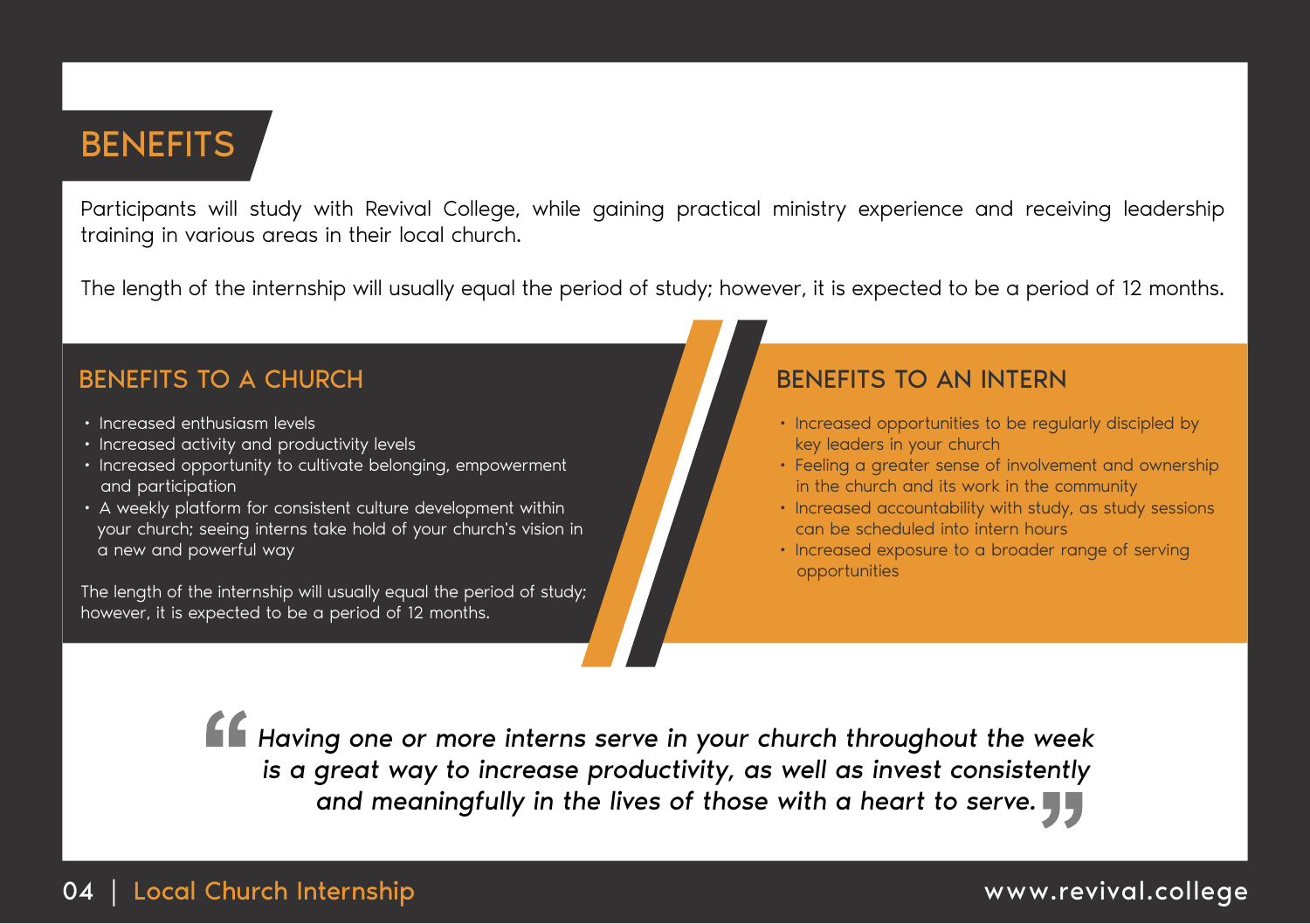# BENEFITS

Participants will study with Revival College, while gaining practical ministry experience and receiving leadership training in various areas in their local church.

The length of the internship will usually equal the period of study; however, it is expected to be a period of 12 months.

## BENEFITS TO A CHURCH

- Increased enthusiasm levels
- Increased activity and productivity levels
- Increased opportunity to cultivate belonging, empowerment and participation
- A weekly platform for consistent culture development within your church; seeing interns take hold of your church's vision in a new and powerful way

The length of the internship will usually equal the period of study; however, it is expected to be a period of 12 months.

## BENEFITS TO AN INTERN

- Increased opportunities to be regularly discipled by key leaders in your church
- Feeling a greater sense of involvement and ownership in the church and its work in the community
- Increased accountability with study, as study sessions can be scheduled into intern hours
- Increased exposure to a broader range of serving opportunities

> *"Having one or more interns serve in your church throughout the week is a great way to increase productivity, as well as invest consistently and meaningfully in the lives of those with a heart to serve."*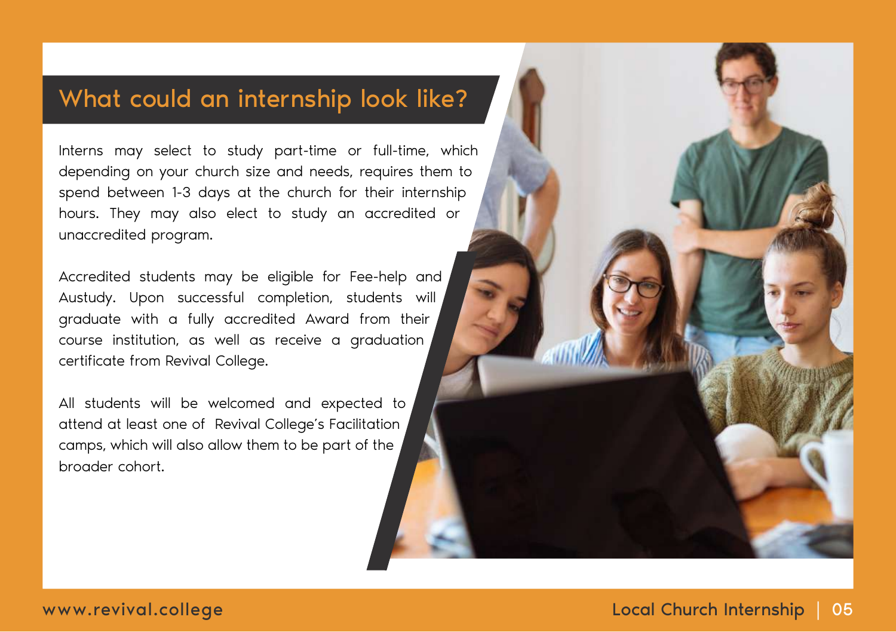## What could an internship look like?

Interns may select to study part-time or full-time, which depending on your church size and needs, requires them to spend between 1-3 days at the church for their internship hours. They may also elect to study an accredited or unaccredited program.

Accredited students may be eligible for Fee-help and Austudy. Upon successful completion, students will graduate with a fully accredited Award from their course institution, as well as receive a graduation certificate from Revival College.

All students will be welcomed and expected to attend at least one of Revival College's Facilitation camps, which will also allow them to be part of the broader cohort.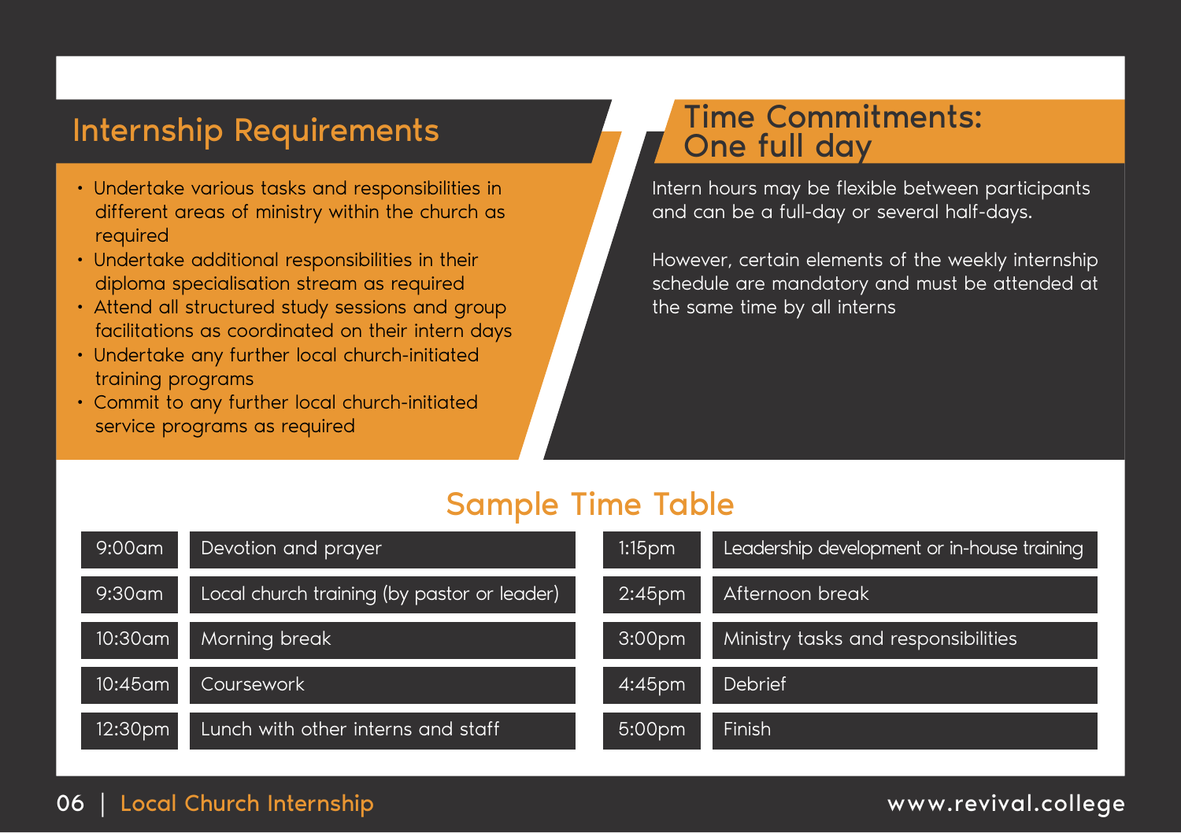## Internship Requirements

- Undertake various tasks and responsibilities in different areas of ministry within the church as required
- Undertake additional responsibilities in their diploma specialisation stream as required
- Attend all structured study sessions and group facilitations as coordinated on their intern days
- Undertake any further local church-initiated training programs
- Commit to any further local church-initiated service programs as required

## Time Commitments: One full day

Intern hours may be flexible between participants and can be a full-day or several half-days.

However, certain elements of the weekly internship schedule are mandatory and must be attended at the same time by all interns

## Sample Time Table

| Time | Activity |
|---|---|
| 9:00am | Devotion and prayer |
| 9:30am | Local church training (by pastor or leader) |
| 10:30am | Morning break |
| 10:45am | Coursework |
| 12:30pm | Lunch with other interns and staff |
| 1:15pm | Leadership development or in-house training |
| 2:45pm | Afternoon break |
| 3:00pm | Ministry tasks and responsibilities |
| 4:45pm | Debrief |
| 5:00pm | Finish |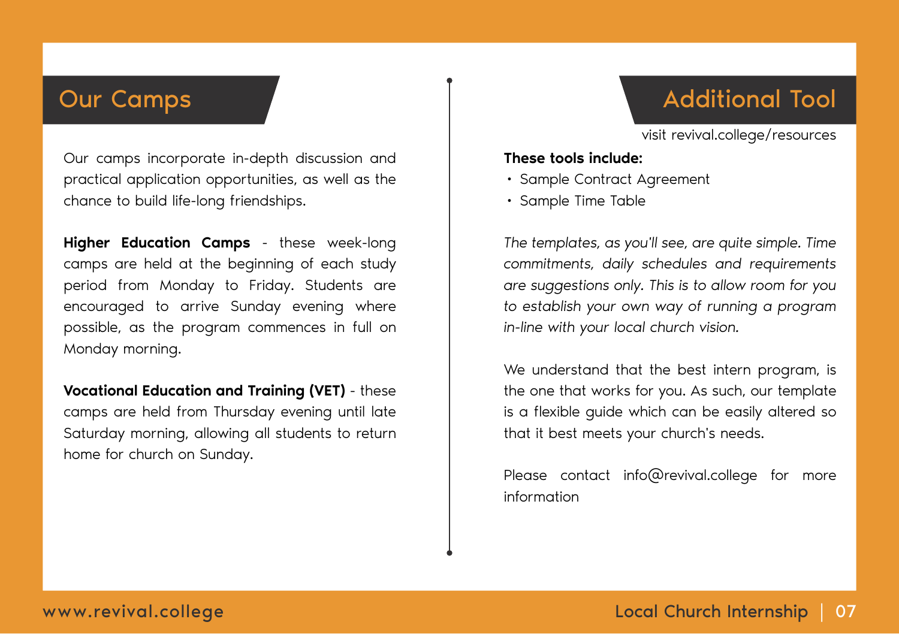## Our Camps

Our camps incorporate in-depth discussion and practical application opportunities, as well as the chance to build life-long friendships.

**Higher Education Camps** - these week-long camps are held at the beginning of each study period from Monday to Friday. Students are encouraged to arrive Sunday evening where possible, as the program commences in full on Monday morning.

**Vocational Education and Training (VET)** - these camps are held from Thursday evening until late Saturday morning, allowing all students to return home for church on Sunday.

## Additional Tool

visit revival.college/resources

**These tools include:**

- Sample Contract Agreement
- Sample Time Table

*The templates, as you'll see, are quite simple. Time commitments, daily schedules and requirements are suggestions only. This is to allow room for you to establish your own way of running a program in-line with your local church vision.*

We understand that the best intern program, is the one that works for you. As such, our template is a flexible guide which can be easily altered so that it best meets your church's needs.

Please contact info@revival.college for more information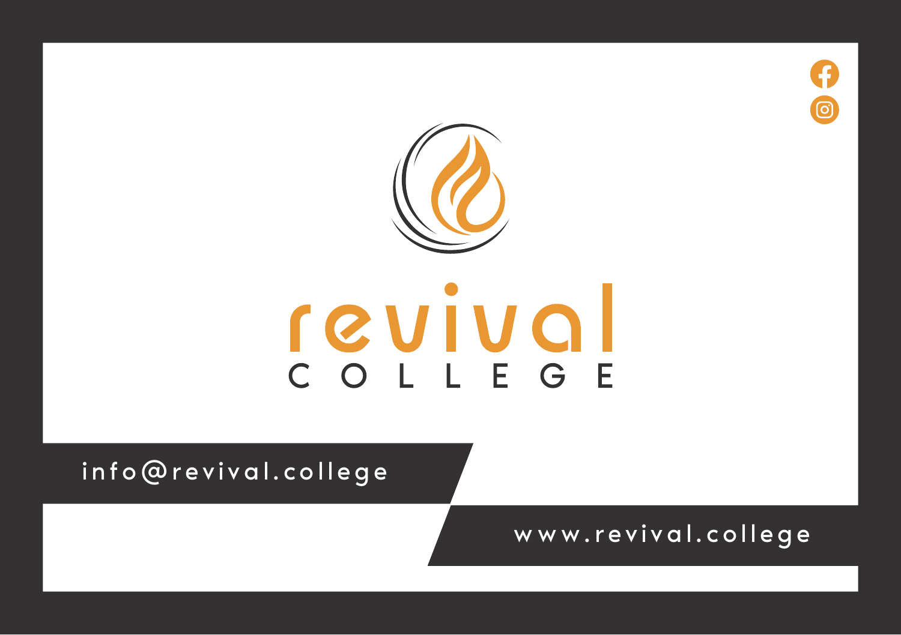revival

COLLEGE

info@revival.college

www.revival.college